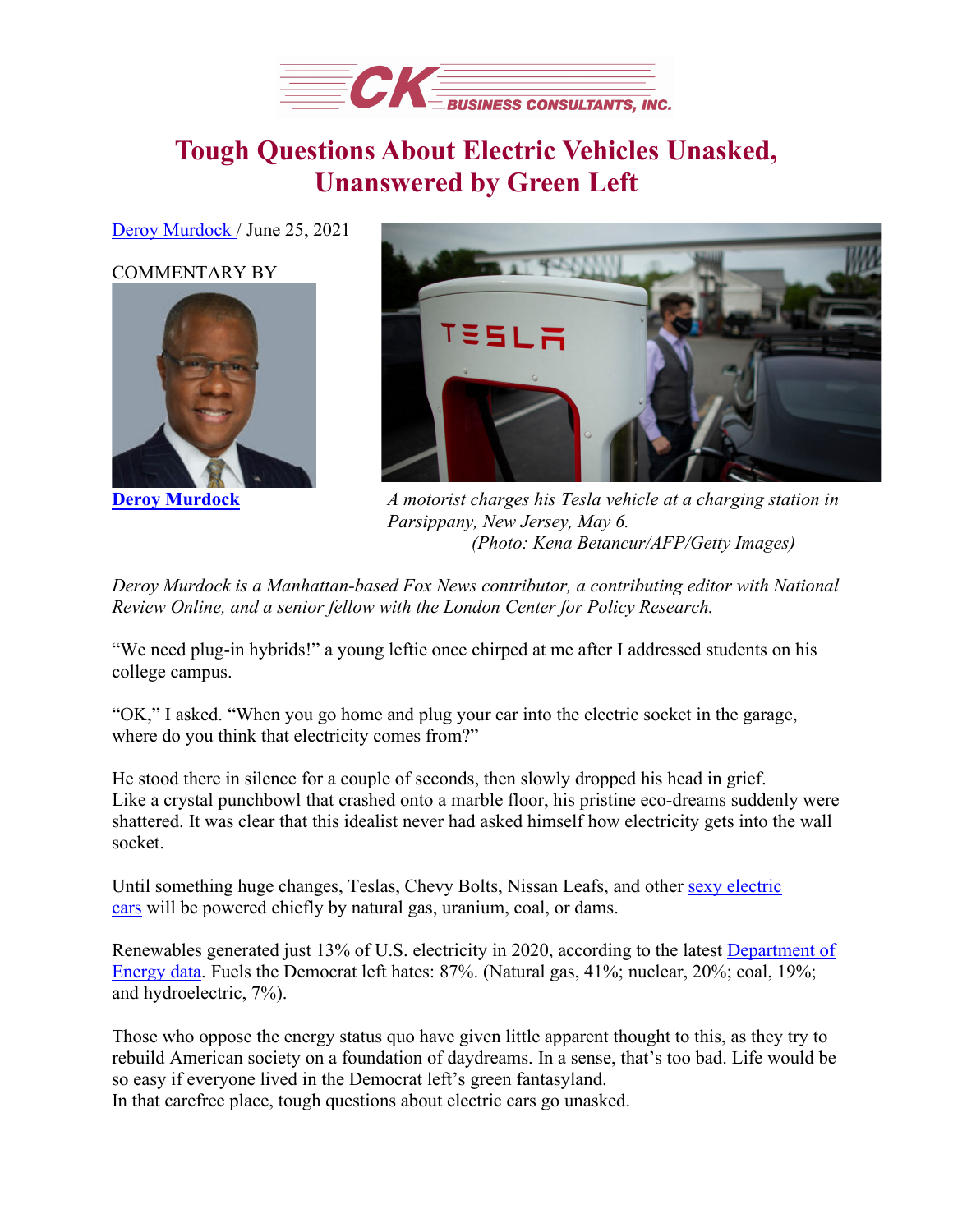CK BUSINESS CONSULTANTS, INC.

# Tough Questions About Electric Vehicles Unasked, Unanswered by Green Left

Deroy Murdock / June 25, 2021

COMMENTARY BY

**Deroy Murdock**

*A motorist charges his Tesla vehicle at a charging station in Parsippany, New Jersey, May 6. (Photo: Kena Betancur/AFP/Getty Images)*

*Deroy Murdock is a Manhattan-based Fox News contributor, a contributing editor with National Review Online, and a senior fellow with the London Center for Policy Research.*

"We need plug-in hybrids!" a young leftie once chirped at me after I addressed students on his college campus.

"OK," I asked. "When you go home and plug your car into the electric socket in the garage, where do you think that electricity comes from?"

He stood there in silence for a couple of seconds, then slowly dropped his head in grief. Like a crystal punchbowl that crashed onto a marble floor, his pristine eco-dreams suddenly were shattered. It was clear that this idealist never had asked himself how electricity gets into the wall socket.

Until something huge changes, Teslas, Chevy Bolts, Nissan Leafs, and other sexy electric cars will be powered chiefly by natural gas, uranium, coal, or dams.

Renewables generated just 13% of U.S. electricity in 2020, according to the latest Department of Energy data. Fuels the Democrat left hates: 87%. (Natural gas, 41%; nuclear, 20%; coal, 19%; and hydroelectric, 7%).

Those who oppose the energy status quo have given little apparent thought to this, as they try to rebuild American society on a foundation of daydreams. In a sense, that's too bad. Life would be so easy if everyone lived in the Democrat left's green fantasyland. In that carefree place, tough questions about electric cars go unasked.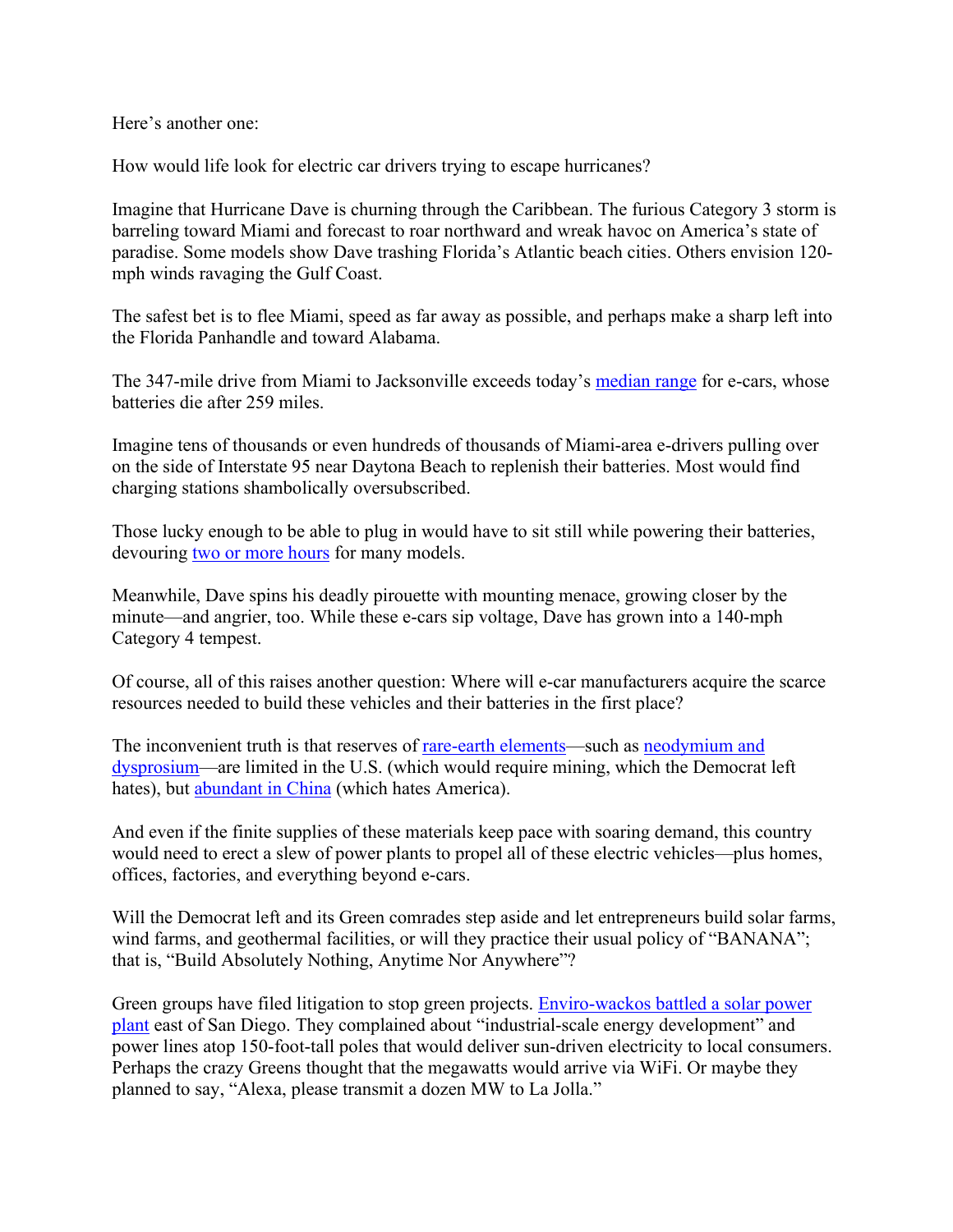Here's another one:

How would life look for electric car drivers trying to escape hurricanes?

Imagine that Hurricane Dave is churning through the Caribbean. The furious Category 3 storm is barreling toward Miami and forecast to roar northward and wreak havoc on America's state of paradise. Some models show Dave trashing Florida's Atlantic beach cities. Others envision 120-mph winds ravaging the Gulf Coast.

The safest bet is to flee Miami, speed as far away as possible, and perhaps make a sharp left into the Florida Panhandle and toward Alabama.

The 347-mile drive from Miami to Jacksonville exceeds today's median range for e-cars, whose batteries die after 259 miles.

Imagine tens of thousands or even hundreds of thousands of Miami-area e-drivers pulling over on the side of Interstate 95 near Daytona Beach to replenish their batteries. Most would find charging stations shambolically oversubscribed.

Those lucky enough to be able to plug in would have to sit still while powering their batteries, devouring two or more hours for many models.

Meanwhile, Dave spins his deadly pirouette with mounting menace, growing closer by the minute—and angrier, too. While these e-cars sip voltage, Dave has grown into a 140-mph Category 4 tempest.

Of course, all of this raises another question: Where will e-car manufacturers acquire the scarce resources needed to build these vehicles and their batteries in the first place?

The inconvenient truth is that reserves of rare-earth elements—such as neodymium and dysprosium—are limited in the U.S. (which would require mining, which the Democrat left hates), but abundant in China (which hates America).

And even if the finite supplies of these materials keep pace with soaring demand, this country would need to erect a slew of power plants to propel all of these electric vehicles—plus homes, offices, factories, and everything beyond e-cars.

Will the Democrat left and its Green comrades step aside and let entrepreneurs build solar farms, wind farms, and geothermal facilities, or will they practice their usual policy of "BANANA"; that is, "Build Absolutely Nothing, Anytime Nor Anywhere"?

Green groups have filed litigation to stop green projects. Enviro-wackos battled a solar power plant east of San Diego. They complained about "industrial-scale energy development" and power lines atop 150-foot-tall poles that would deliver sun-driven electricity to local consumers. Perhaps the crazy Greens thought that the megawatts would arrive via WiFi. Or maybe they planned to say, "Alexa, please transmit a dozen MW to La Jolla."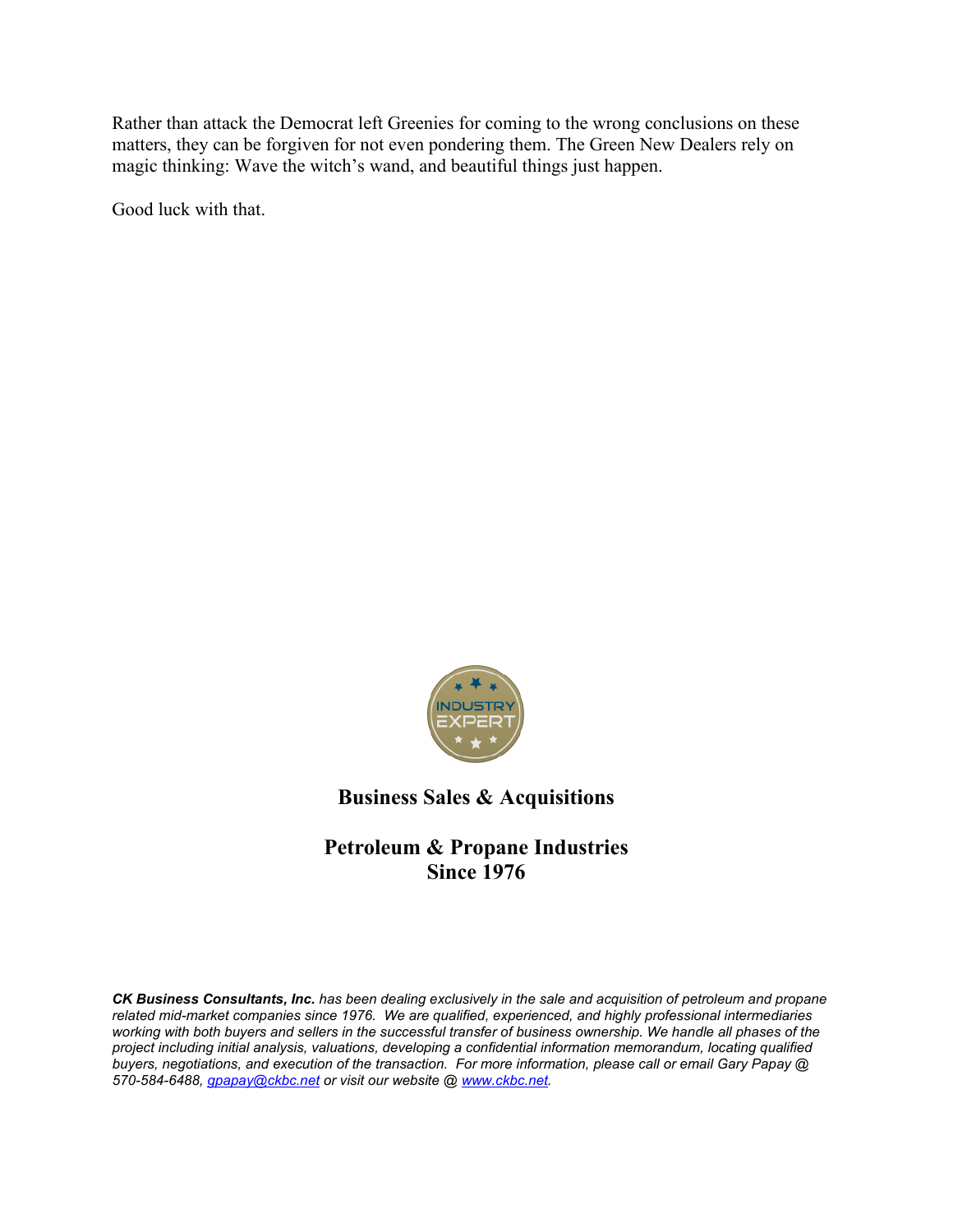Rather than attack the Democrat left Greenies for coming to the wrong conclusions on these matters, they can be forgiven for not even pondering them. The Green New Dealers rely on magic thinking: Wave the witch's wand, and beautiful things just happen.

Good luck with that.

**Business Sales & Acquisitions**

**Petroleum & Propane Industries**
**Since 1976**

***CK Business Consultants, Inc.*** *has been dealing exclusively in the sale and acquisition of petroleum and propane related mid-market companies since 1976. We are qualified, experienced, and highly professional intermediaries working with both buyers and sellers in the successful transfer of business ownership. We handle all phases of the project including initial analysis, valuations, developing a confidential information memorandum, locating qualified buyers, negotiations, and execution of the transaction. For more information, please call or email Gary Papay @ 570-584-6488, [gpapay@ckbc.net](mailto:gpapay@ckbc.net) or visit our website @ [www.ckbc.net](http://www.ckbc.net).*